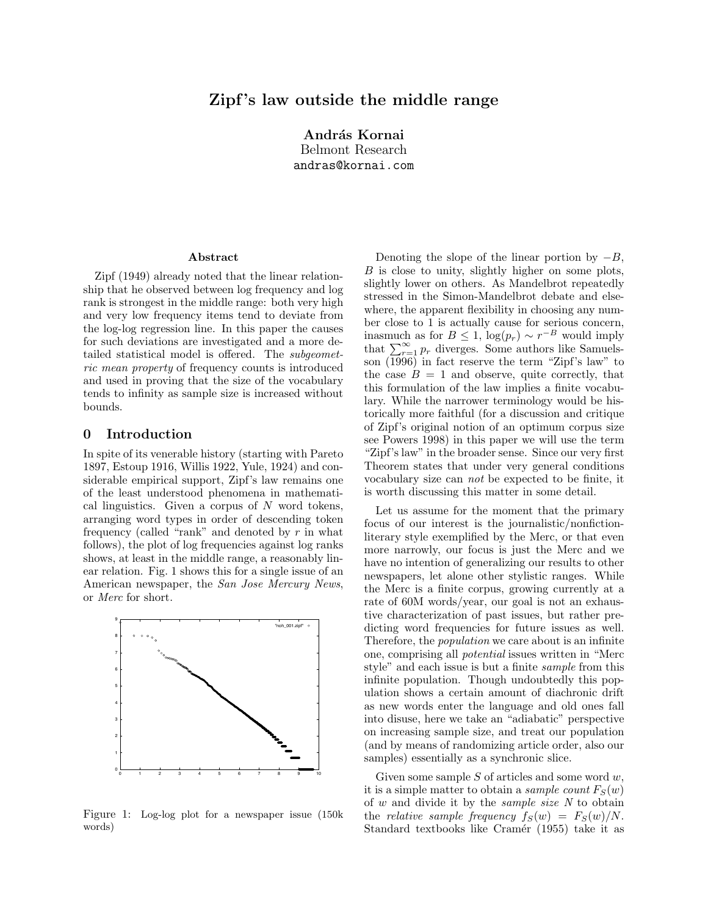# Zipf's law outside the middle range

**András Kornai**
Belmont Research
andras@kornai.com

### Abstract

Zipf (1949) already noted that the linear relationship that he observed between log frequency and log rank is strongest in the middle range: both very high and very low frequency items tend to deviate from the log-log regression line. In this paper the causes for such deviations are investigated and a more detailed statistical model is offered. The *subgeometric mean property* of frequency counts is introduced and used in proving that the size of the vocabulary tends to infinity as sample size is increased without bounds.

## 0 Introduction

In spite of its venerable history (starting with Pareto 1897, Estoup 1916, Willis 1922, Yule, 1924) and considerable empirical support, Zipf's law remains one of the least understood phenomena in mathematical linguistics. Given a corpus of $N$ word tokens, arranging word types in order of descending token frequency (called "rank" and denoted by $r$ in what follows), the plot of log frequencies against log ranks shows, at least in the middle range, a reasonably linear relation. Fig. 1 shows this for a single issue of an American newspaper, the *San Jose Mercury News*, or *Merc* for short.

Figure 1: Log-log plot for a newspaper issue (150k words)

Denoting the slope of the linear portion by $-B$, $B$ is close to unity, slightly higher on some plots, slightly lower on others. As Mandelbrot repeatedly stressed in the Simon-Mandelbrot debate and elsewhere, the apparent flexibility in choosing any number close to 1 is actually cause for serious concern, inasmuch as for $B \leq 1$, $\log(p_r) \sim r^{-B}$ would imply that $\sum_{r=1}^{\infty} p_r$ diverges. Some authors like Samuelsson (1996) in fact reserve the term "Zipf's law" to the case $B = 1$ and observe, quite correctly, that this formulation of the law implies a finite vocabulary. While the narrower terminology would be historically more faithful (for a discussion and critique of Zipf's original notion of an optimum corpus size see Powers 1998) in this paper we will use the term "Zipf's law" in the broader sense. Since our very first Theorem states that under very general conditions vocabulary size can *not* be expected to be finite, it is worth discussing this matter in some detail.

Let us assume for the moment that the primary focus of our interest is the journalistic/nonfiction-literary style exemplified by the Merc, or that even more narrowly, our focus is just the Merc and we have no intention of generalizing our results to other newspapers, let alone other stylistic ranges. While the Merc is a finite corpus, growing currently at a rate of 60M words/year, our goal is not an exhaustive characterization of past issues, but rather predicting word frequencies for future issues as well. Therefore, the *population* we care about is an infinite one, comprising all *potential* issues written in "Merc style" and each issue is but a finite *sample* from this infinite population. Though undoubtedly this population shows a certain amount of diachronic drift as new words enter the language and old ones fall into disuse, here we take an "adiabatic" perspective on increasing sample size, and treat our population (and by means of randomizing article order, also our samples) essentially as a synchronic slice.

Given some sample $S$ of articles and some word $w$, it is a simple matter to obtain a *sample count* $F_S(w)$ of $w$ and divide it by the *sample size* $N$ to obtain the *relative sample frequency* $f_S(w) = F_S(w)/N$. Standard textbooks like Cramér (1955) take it as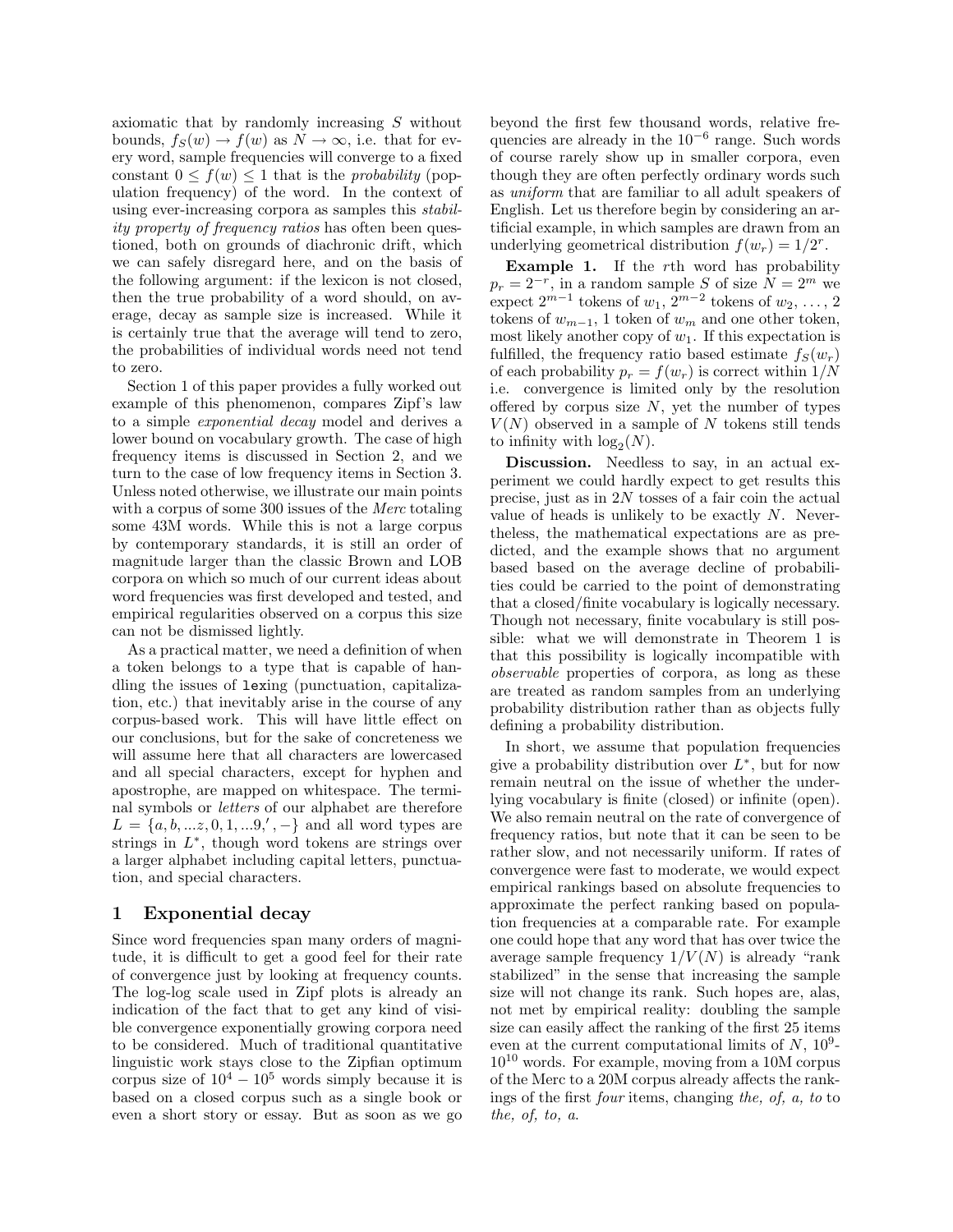axiomatic that by randomly increasing $S$ without bounds, $f_S(w) \to f(w)$ as $N \to \infty$, i.e. that for every word, sample frequencies will converge to a fixed constant $0 \leq f(w) \leq 1$ that is the *probability* (population frequency) of the word. In the context of using ever-increasing corpora as samples this *stability property of frequency ratios* has often been questioned, both on grounds of diachronic drift, which we can safely disregard here, and on the basis of the following argument: if the lexicon is not closed, then the true probability of a word should, on average, decay as sample size is increased. While it is certainly true that the average will tend to zero, the probabilities of individual words need not tend to zero.

Section 1 of this paper provides a fully worked out example of this phenomenon, compares Zipf's law to a simple *exponential decay* model and derives a lower bound on vocabulary growth. The case of high frequency items is discussed in Section 2, and we turn to the case of low frequency items in Section 3. Unless noted otherwise, we illustrate our main points with a corpus of some 300 issues of the *Merc* totaling some 43M words. While this is not a large corpus by contemporary standards, it is still an order of magnitude larger than the classic Brown and LOB corpora on which so much of our current ideas about word frequencies was first developed and tested, and empirical regularities observed on a corpus this size can not be dismissed lightly.

As a practical matter, we need a definition of when a token belongs to a type that is capable of handling the issues of `lex`ing (punctuation, capitalization, etc.) that inevitably arise in the course of any corpus-based work. This will have little effect on our conclusions, but for the sake of concreteness we will assume here that all characters are lowercased and all special characters, except for hyphen and apostrophe, are mapped on whitespace. The terminal symbols or *letters* of our alphabet are therefore $L = \{a, b, ...z, 0, 1, ...9, ', -\}$ and all word types are strings in $L^*$, though word tokens are strings over a larger alphabet including capital letters, punctuation, and special characters.

## 1 Exponential decay

Since word frequencies span many orders of magnitude, it is difficult to get a good feel for their rate of convergence just by looking at frequency counts. The log-log scale used in Zipf plots is already an indication of the fact that to get any kind of visible convergence exponentially growing corpora need to be considered. Much of traditional quantitative linguistic work stays close to the Zipfian optimum corpus size of $10^4 - 10^5$ words simply because it is based on a closed corpus such as a single book or even a short story or essay. But as soon as we go beyond the first few thousand words, relative frequencies are already in the $10^{-6}$ range. Such words of course rarely show up in smaller corpora, even though they are often perfectly ordinary words such as *uniform* that are familiar to all adult speakers of English. Let us therefore begin by considering an artificial example, in which samples are drawn from an underlying geometrical distribution $f(w_r) = 1/2^r$.

**Example 1.** If the $r$th word has probability $p_r = 2^{-r}$, in a random sample $S$ of size $N = 2^m$ we expect $2^{m-1}$ tokens of $w_1$, $2^{m-2}$ tokens of $w_2$, ..., 2 tokens of $w_{m-1}$, 1 token of $w_m$ and one other token, most likely another copy of $w_1$. If this expectation is fulfilled, the frequency ratio based estimate $f_S(w_r)$ of each probability $p_r = f(w_r)$ is correct within $1/N$ i.e. convergence is limited only by the resolution offered by corpus size $N$, yet the number of types $V(N)$ observed in a sample of $N$ tokens still tends to infinity with $\log_2(N)$.

**Discussion.** Needless to say, in an actual experiment we could hardly expect to get results this precise, just as in $2N$ tosses of a fair coin the actual value of heads is unlikely to be exactly $N$. Nevertheless, the mathematical expectations are as predicted, and the example shows that no argument based based on the average decline of probabilities could be carried to the point of demonstrating that a closed/finite vocabulary is logically necessary. Though not necessary, finite vocabulary is still possible: what we will demonstrate in Theorem 1 is that this possibility is logically incompatible with *observable* properties of corpora, as long as these are treated as random samples from an underlying probability distribution rather than as objects fully defining a probability distribution.

In short, we assume that population frequencies give a probability distribution over $L^*$, but for now remain neutral on the issue of whether the underlying vocabulary is finite (closed) or infinite (open). We also remain neutral on the rate of convergence of frequency ratios, but note that it can be seen to be rather slow, and not necessarily uniform. If rates of convergence were fast to moderate, we would expect empirical rankings based on absolute frequencies to approximate the perfect ranking based on population frequencies at a comparable rate. For example one could hope that any word that has over twice the average sample frequency $1/V(N)$ is already "rank stabilized" in the sense that increasing the sample size will not change its rank. Such hopes are, alas, not met by empirical reality: doubling the sample size can easily affect the ranking of the first 25 items even at the current computational limits of $N$, $10^9$-$10^{10}$ words. For example, moving from a 10M corpus of the Merc to a 20M corpus already affects the rankings of the first *four* items, changing *the, of, a, to* to *the, of, to, a*.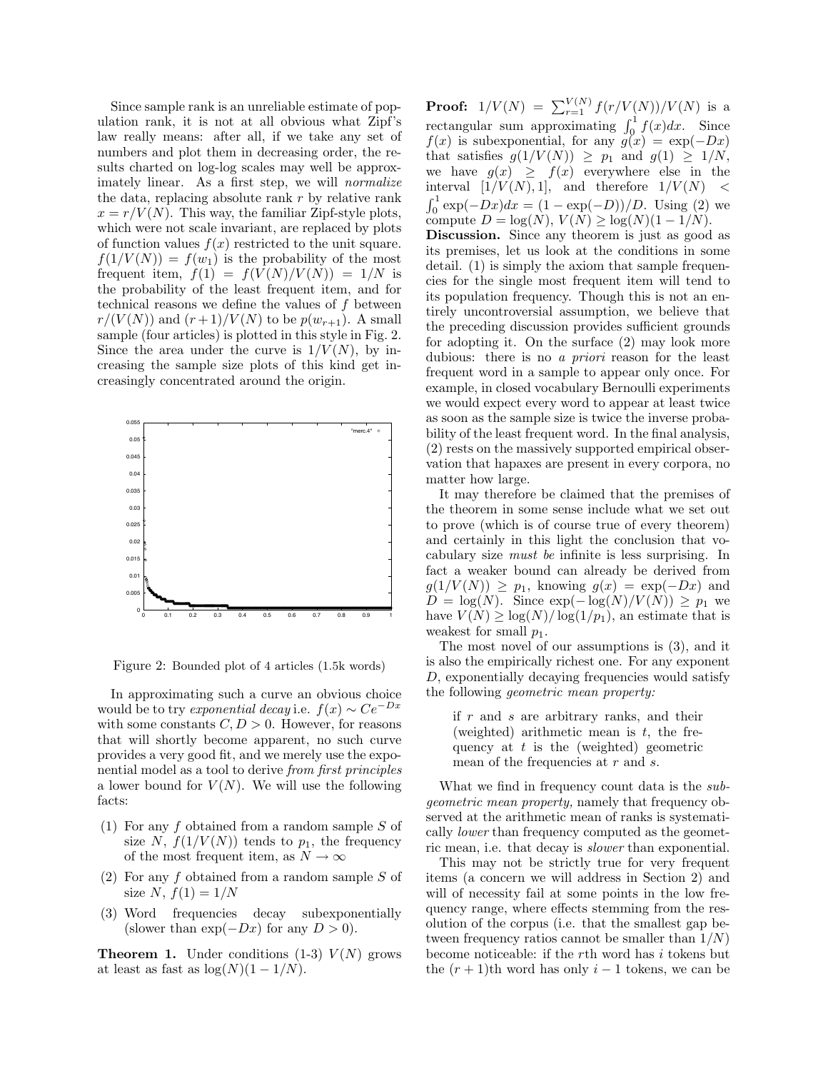Since sample rank is an unreliable estimate of population rank, it is not at all obvious what Zipf's law really means: after all, if we take any set of numbers and plot them in decreasing order, the results charted on log-log scales may well be approximately linear. As a first step, we will *normalize* the data, replacing absolute rank $r$ by relative rank $x = r/V(N)$. This way, the familiar Zipf-style plots, which were not scale invariant, are replaced by plots of function values $f(x)$ restricted to the unit square. $f(1/V(N)) = f(w_1)$ is the probability of the most frequent item, $f(1) = f(V(N)/V(N)) = 1/N$ is the probability of the least frequent item, and for technical reasons we define the values of $f$ between $r/(V(N))$ and $(r+1)/V(N)$ to be $p(w_{r+1})$. A small sample (four articles) is plotted in this style in Fig. 2. Since the area under the curve is $1/V(N)$, by increasing the sample size plots of this kind get increasingly concentrated around the origin.

Figure 2: Bounded plot of 4 articles (1.5k words)

In approximating such a curve an obvious choice would be to try *exponential decay* i.e. $f(x) \sim Ce^{-Dx}$ with some constants $C, D > 0$. However, for reasons that will shortly become apparent, no such curve provides a very good fit, and we merely use the exponential model as a tool to derive *from first principles* a lower bound for $V(N)$. We will use the following facts:

(1) For any $f$ obtained from a random sample $S$ of size $N$, $f(1/V(N))$ tends to $p_1$, the frequency of the most frequent item, as $N \to \infty$

(2) For any $f$ obtained from a random sample $S$ of size $N$, $f(1) = 1/N$

(3) Word frequencies decay subexponentially (slower than $\exp(-Dx)$ for any $D > 0$).

**Theorem 1.** Under conditions (1-3) $V(N)$ grows at least as fast as $\log(N)(1 - 1/N)$.

**Proof:** $1/V(N) = \sum_{r=1}^{V(N)} f(r/V(N))/V(N)$ is a rectangular sum approximating $\int_0^1 f(x)dx$. Since $f(x)$ is subexponential, for any $g(x) = \exp(-Dx)$ that satisfies $g(1/V(N)) \geq p_1$ and $g(1) \geq 1/N$, we have $g(x) \geq f(x)$ everywhere else in the interval $[1/V(N), 1]$, and therefore $1/V(N) < \int_0^1 \exp(-Dx)dx = (1 - \exp(-D))/D$. Using (2) we compute $D = \log(N)$, $V(N) \geq \log(N)(1 - 1/N)$.

**Discussion.** Since any theorem is just as good as its premises, let us look at the conditions in some detail. (1) is simply the axiom that sample frequencies for the single most frequent item will tend to its population frequency. Though this is not an entirely uncontroversial assumption, we believe that the preceding discussion provides sufficient grounds for adopting it. On the surface (2) may look more dubious: there is no *a priori* reason for the least frequent word in a sample to appear only once. For example, in closed vocabulary Bernoulli experiments we would expect every word to appear at least twice as soon as the sample size is twice the inverse probability of the least frequent word. In the final analysis, (2) rests on the massively supported empirical observation that hapaxes are present in every corpora, no matter how large.

It may therefore be claimed that the premises of the theorem in some sense include what we set out to prove (which is of course true of every theorem) and certainly in this light the conclusion that vocabulary size *must be* infinite is less surprising. In fact a weaker bound can already be derived from $g(1/V(N)) \geq p_1$, knowing $g(x) = \exp(-Dx)$ and $D = \log(N)$. Since $\exp(-\log(N)/V(N)) \geq p_1$ we have $V(N) \geq \log(N)/\log(1/p_1)$, an estimate that is weakest for small $p_1$.

The most novel of our assumptions is (3), and it is also the empirically richest one. For any exponent $D$, exponentially decaying frequencies would satisfy the following *geometric mean property:*

> if $r$ and $s$ are arbitrary ranks, and their (weighted) arithmetic mean is $t$, the frequency at $t$ is the (weighted) geometric mean of the frequencies at $r$ and $s$.

What we find in frequency count data is the *subgeometric mean property,* namely that frequency observed at the arithmetic mean of ranks is systematically *lower* than frequency computed as the geometric mean, i.e. that decay is *slower* than exponential.

This may not be strictly true for very frequent items (a concern we will address in Section 2) and will of necessity fail at some points in the low frequency range, where effects stemming from the resolution of the corpus (i.e. that the smallest gap between frequency ratios cannot be smaller than $1/N$) become noticeable: if the $r$th word has $i$ tokens but the $(r+1)$th word has only $i-1$ tokens, we can be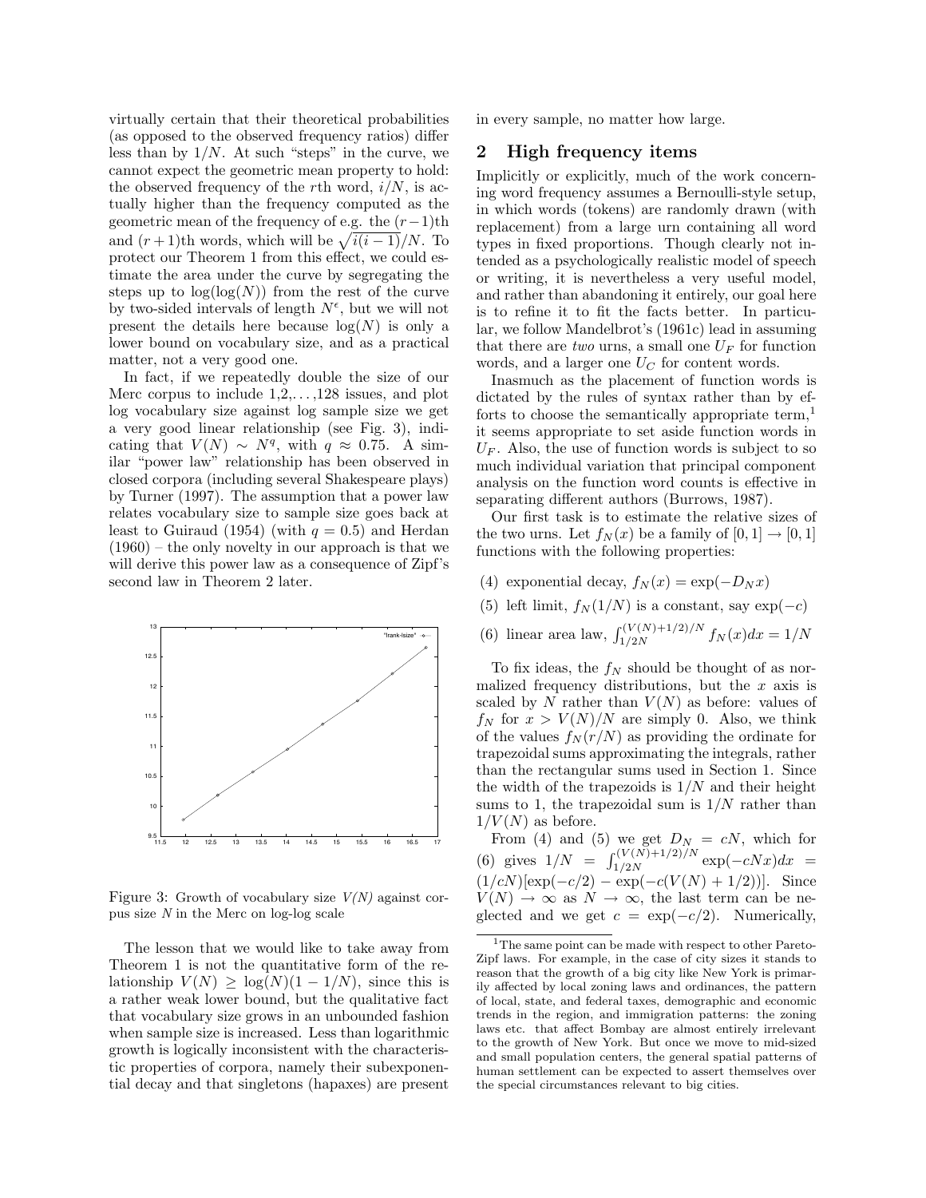virtually certain that their theoretical probabilities (as opposed to the observed frequency ratios) differ less than by $1/N$. At such "steps" in the curve, we cannot expect the geometric mean property to hold: the observed frequency of the $r$th word, $i/N$, is actually higher than the frequency computed as the geometric mean of the frequency of e.g. the $(r-1)$th and $(r+1)$th words, which will be $\sqrt{i(i-1)}/N$. To protect our Theorem 1 from this effect, we could estimate the area under the curve by segregating the steps up to $\log(\log(N))$ from the rest of the curve by two-sided intervals of length $N^{\epsilon}$, but we will not present the details here because $\log(N)$ is only a lower bound on vocabulary size, and as a practical matter, not a very good one.

In fact, if we repeatedly double the size of our Merc corpus to include 1,2,...,128 issues, and plot log vocabulary size against log sample size we get a very good linear relationship (see Fig. 3), indicating that $V(N) \sim N^q$, with $q \approx 0.75$. A similar "power law" relationship has been observed in closed corpora (including several Shakespeare plays) by Turner (1997). The assumption that a power law relates vocabulary size to sample size goes back at least to Guiraud (1954) (with $q = 0.5$) and Herdan (1960) – the only novelty in our approach is that we will derive this power law as a consequence of Zipf's second law in Theorem 2 later.

Figure 3: Growth of vocabulary size $V(N)$ against corpus size $N$ in the Merc on log-log scale

The lesson that we would like to take away from Theorem 1 is not the quantitative form of the relationship $V(N) \geq \log(N)(1 - 1/N)$, since this is a rather weak lower bound, but the qualitative fact that vocabulary size grows in an unbounded fashion when sample size is increased. Less than logarithmic growth is logically inconsistent with the characteristic properties of corpora, namely their subexponential decay and that singletons (hapaxes) are present in every sample, no matter how large.

## 2 High frequency items

Implicitly or explicitly, much of the work concerning word frequency assumes a Bernoulli-style setup, in which words (tokens) are randomly drawn (with replacement) from a large urn containing all word types in fixed proportions. Though clearly not intended as a psychologically realistic model of speech or writing, it is nevertheless a very useful model, and rather than abandoning it entirely, our goal here is to refine it to fit the facts better. In particular, we follow Mandelbrot's (1961c) lead in assuming that there are *two* urns, a small one $U_F$ for function words, and a larger one $U_C$ for content words.

Inasmuch as the placement of function words is dictated by the rules of syntax rather than by efforts to choose the semantically appropriate term,[1] it seems appropriate to set aside function words in $U_F$. Also, the use of function words is subject to so much individual variation that principal component analysis on the function word counts is effective in separating different authors (Burrows, 1987).

Our first task is to estimate the relative sizes of the two urns. Let $f_N(x)$ be a family of $[0,1] \rightarrow [0,1]$ functions with the following properties:

(4) exponential decay, $f_N(x) = \exp(-D_N x)$

(5) left limit, $f_N(1/N)$ is a constant, say $\exp(-c)$

(6) linear area law, $\int_{1/2N}^{(V(N)+1/2)/N} f_N(x)dx = 1/N$

To fix ideas, the $f_N$ should be thought of as normalized frequency distributions, but the $x$ axis is scaled by $N$ rather than $V(N)$ as before: values of $f_N$ for $x > V(N)/N$ are simply 0. Also, we think of the values $f_N(r/N)$ as providing the ordinate for trapezoidal sums approximating the integrals, rather than the rectangular sums used in Section 1. Since the width of the trapezoids is $1/N$ and their height sums to 1, the trapezoidal sum is $1/N$ rather than $1/V(N)$ as before.

From (4) and (5) we get $D_N = cN$, which for (6) gives $1/N = \int_{1/2N}^{(V(N)+1/2)/N} \exp(-cNx)dx = (1/cN)[\exp(-c/2) - \exp(-c(V(N)+1/2))]$. Since $V(N) \rightarrow \infty$ as $N \rightarrow \infty$, the last term can be neglected and we get $c = \exp(-c/2)$. Numerically,

[1] The same point can be made with respect to other Pareto-Zipf laws. For example, in the case of city sizes it stands to reason that the growth of a big city like New York is primarily affected by local zoning laws and ordinances, the pattern of local, state, and federal taxes, demographic and economic trends in the region, and immigration patterns: the zoning laws etc. that affect Bombay are almost entirely irrelevant to the growth of New York. But once we move to mid-sized and small population centers, the general spatial patterns of human settlement can be expected to assert themselves over the special circumstances relevant to big cities.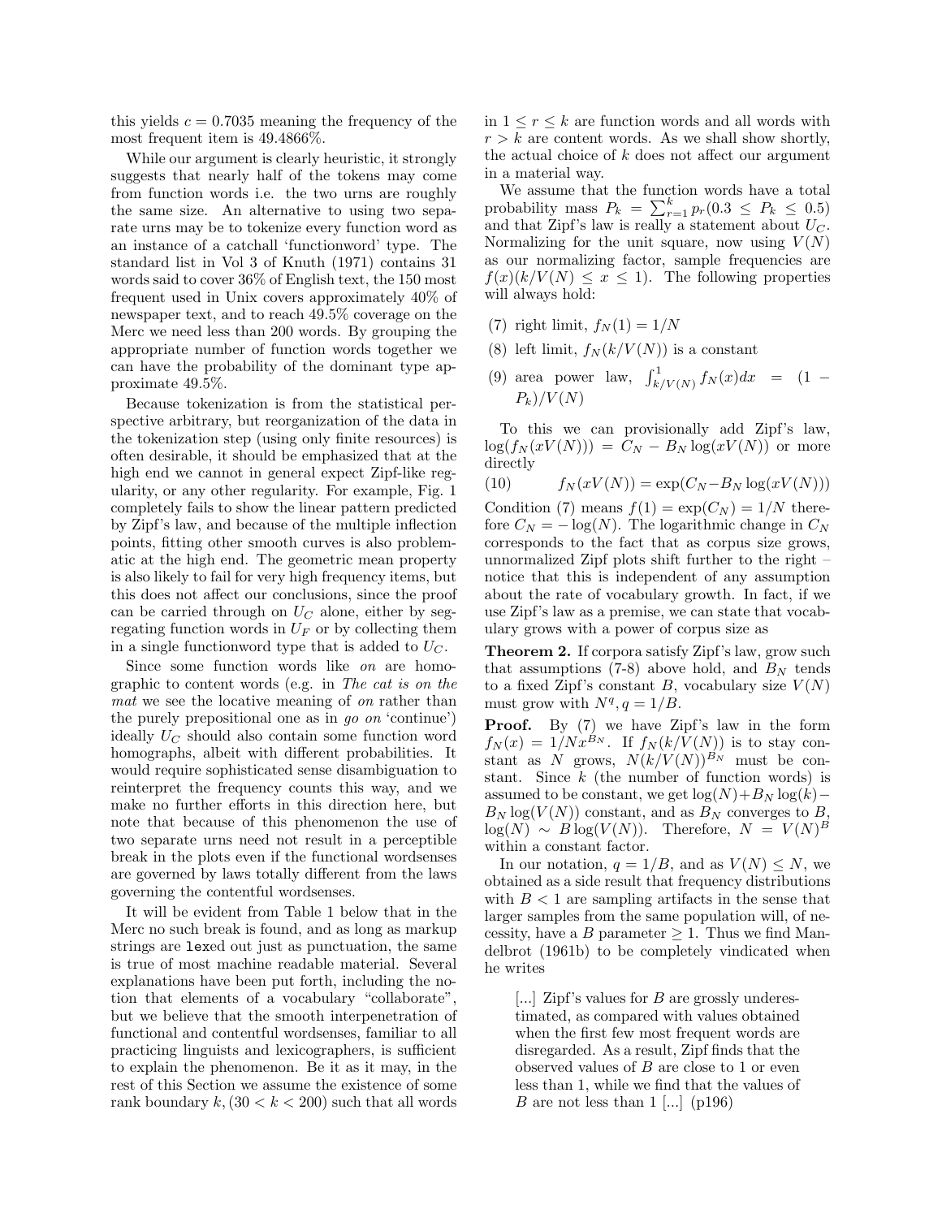this yields $c = 0.7035$ meaning the frequency of the most frequent item is 49.4866%.

While our argument is clearly heuristic, it strongly suggests that nearly half of the tokens may come from function words i.e. the two urns are roughly the same size. An alternative to using two separate urns may be to tokenize every function word as an instance of a catchall 'functionword' type. The standard list in Vol 3 of Knuth (1971) contains 31 words said to cover 36% of English text, the 150 most frequent used in Unix covers approximately 40% of newspaper text, and to reach 49.5% coverage on the Merc we need less than 200 words. By grouping the appropriate number of function words together we can have the probability of the dominant type approximate 49.5%.

Because tokenization is from the statistical perspective arbitrary, but reorganization of the data in the tokenization step (using only finite resources) is often desirable, it should be emphasized that at the high end we cannot in general expect Zipf-like regularity, or any other regularity. For example, Fig. 1 completely fails to show the linear pattern predicted by Zipf's law, and because of the multiple inflection points, fitting other smooth curves is also problematic at the high end. The geometric mean property is also likely to fail for very high frequency items, but this does not affect our conclusions, since the proof can be carried through on $U_C$ alone, either by segregating function words in $U_F$ or by collecting them in a single functionword type that is added to $U_C$.

Since some function words like *on* are homographic to content words (e.g. in *The cat is on the mat* we see the locative meaning of *on* rather than the purely prepositional one as in *go on* 'continue') ideally $U_C$ should also contain some function word homographs, albeit with different probabilities. It would require sophisticated sense disambiguation to reinterpret the frequency counts this way, and we make no further efforts in this direction here, but note that because of this phenomenon the use of two separate urns need not result in a perceptible break in the plots even if the functional wordsenses are governed by laws totally different from the laws governing the contentful wordsenses.

It will be evident from Table 1 below that in the Merc no such break is found, and as long as markup strings are `lex`ed out just as punctuation, the same is true of most machine readable material. Several explanations have been put forth, including the notion that elements of a vocabulary "collaborate", but we believe that the smooth interpenetration of functional and contentful wordsenses, familiar to all practicing linguists and lexicographers, is sufficient to explain the phenomenon. Be it as it may, in the rest of this Section we assume the existence of some rank boundary $k, (30 < k < 200)$ such that all words in $1 \leq r \leq k$ are function words and all words with $r > k$ are content words. As we shall show shortly, the actual choice of $k$ does not affect our argument in a material way.

We assume that the function words have a total probability mass $P_k = \sum_{r=1}^{k} p_r (0.3 \leq P_k \leq 0.5)$ and that Zipf's law is really a statement about $U_C$. Normalizing for the unit square, now using $V(N)$ as our normalizing factor, sample frequencies are $f(x)(k/V(N) \leq x \leq 1)$. The following properties will always hold:

(7) right limit, $f_N(1) = 1/N$

(8) left limit, $f_N(k/V(N))$ is a constant

(9) area power law, $\int_{k/V(N)}^{1} f_N(x)dx = (1 - P_k)/V(N)$

To this we can provisionally add Zipf's law, $\log(f_N(xV(N))) = C_N - B_N \log(xV(N))$ or more directly

(10) $$f_N(xV(N)) = \exp(C_N - B_N \log(xV(N)))$$

Condition (7) means $f(1) = \exp(C_N) = 1/N$ therefore $C_N = -\log(N)$. The logarithmic change in $C_N$ corresponds to the fact that as corpus size grows, unnormalized Zipf plots shift further to the right – notice that this is independent of any assumption about the rate of vocabulary growth. In fact, if we use Zipf's law as a premise, we can state that vocabulary grows with a power of corpus size as

**Theorem 2.** If corpora satisfy Zipf's law, grow such that assumptions (7-8) above hold, and $B_N$ tends to a fixed Zipf's constant $B$, vocabulary size $V(N)$ must grow with $N^q, q = 1/B$.

**Proof.** By (7) we have Zipf's law in the form $f_N(x) = 1/Nx^{B_N}$. If $f_N(k/V(N))$ is to stay constant as $N$ grows, $N(k/V(N))^{B_N}$ must be constant. Since $k$ (the number of function words) is assumed to be constant, we get $\log(N) + B_N \log(k) - B_N \log(V(N))$ constant, and as $B_N$ converges to $B$, $\log(N) \sim B \log(V(N))$. Therefore, $N = V(N)^B$ within a constant factor.

In our notation, $q = 1/B$, and as $V(N) \leq N$, we obtained as a side result that frequency distributions with $B < 1$ are sampling artifacts in the sense that larger samples from the same population will, of necessity, have a $B$ parameter $\geq 1$. Thus we find Mandelbrot (1961b) to be completely vindicated when he writes

> [...] Zipf's values for $B$ are grossly underestimated, as compared with values obtained when the first few most frequent words are disregarded. As a result, Zipf finds that the observed values of $B$ are close to 1 or even less than 1, while we find that the values of $B$ are not less than 1 [...] (p196)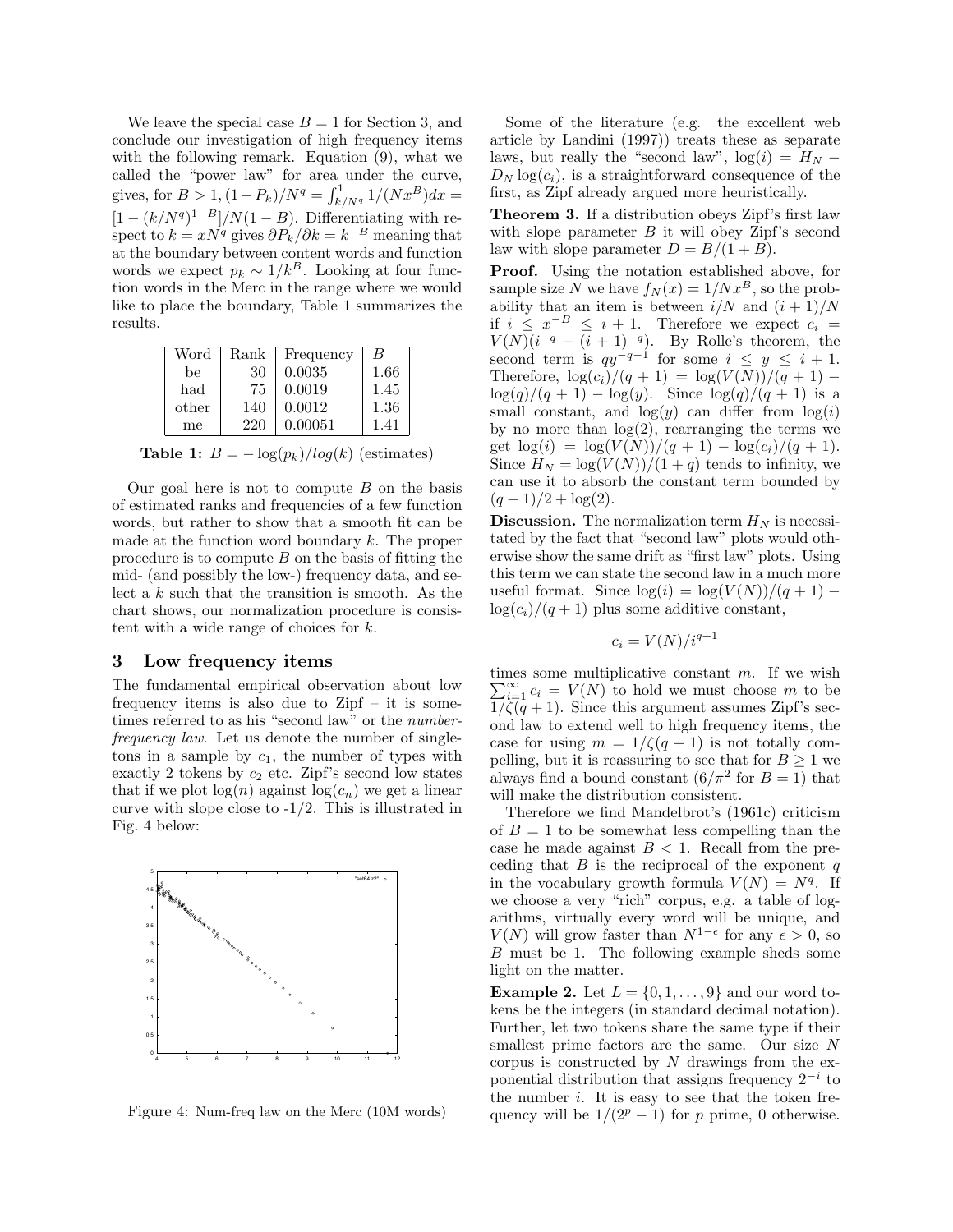We leave the special case $B = 1$ for Section 3, and conclude our investigation of high frequency items with the following remark. Equation (9), what we called the "power law" for area under the curve, gives, for $B > 1$, $(1-P_k)/N^q = \int_{k/N^q}^{1} 1/(Nx^B)dx = [1-(k/N^q)^{1-B}]/N(1-B)$. Differentiating with respect to $k = xN^q$ gives $\partial P_k/\partial k = k^{-B}$ meaning that at the boundary between content words and function words we expect $p_k \sim 1/k^B$. Looking at four function words in the Merc in the range where we would like to place the boundary, Table 1 summarizes the results.

| Word | Rank | Frequency | $B$ |
|---|---|---|---|
| be | 30 | 0.0035 | 1.66 |
| had | 75 | 0.0019 | 1.45 |
| other | 140 | 0.0012 | 1.36 |
| me | 220 | 0.00051 | 1.41 |

**Table 1:** $B = -\log(p_k)/log(k)$ (estimates)

Our goal here is not to compute $B$ on the basis of estimated ranks and frequencies of a few function words, but rather to show that a smooth fit can be made at the function word boundary $k$. The proper procedure is to compute $B$ on the basis of fitting the mid- (and possibly the low-) frequency data, and select a $k$ such that the transition is smooth. As the chart shows, our normalization procedure is consistent with a wide range of choices for $k$.

## 3 Low frequency items

The fundamental empirical observation about low frequency items is also due to Zipf – it is sometimes referred to as his "second law" or the *number-frequency law*. Let us denote the number of singletons in a sample by $c_1$, the number of types with exactly 2 tokens by $c_2$ etc. Zipf's second low states that if we plot $\log(n)$ against $\log(c_n)$ we get a linear curve with slope close to -1/2. This is illustrated in Fig. 4 below:

Figure 4: Num-freq law on the Merc (10M words)

Some of the literature (e.g. the excellent web article by Landini (1997)) treats these as separate laws, but really the "second law", $\log(i) = H_N - D_N \log(c_i)$, is a straightforward consequence of the first, as Zipf already argued more heuristically.

**Theorem 3.** If a distribution obeys Zipf's first law with slope parameter $B$ it will obey Zipf's second law with slope parameter $D = B/(1+B)$.

**Proof.** Using the notation established above, for sample size $N$ we have $f_N(x) = 1/Nx^B$, so the probability that an item is between $i/N$ and $(i+1)/N$ if $i \leq x^{-B} \leq i+1$. Therefore we expect $c_i = V(N)(i^{-q} - (i+1)^{-q})$. By Rolle's theorem, the second term is $qy^{-q-1}$ for some $i \leq y \leq i+1$. Therefore, $\log(c_i)/(q+1) = \log(V(N))/(q+1) - \log(q)/(q+1) - \log(y)$. Since $\log(q)/(q+1)$ is a small constant, and $\log(y)$ can differ from $\log(i)$ by no more than $\log(2)$, rearranging the terms we get $\log(i) = \log(V(N))/(q+1) - \log(c_i)/(q+1)$. Since $H_N = \log(V(N))/(1+q)$ tends to infinity, we can use it to absorb the constant term bounded by $(q-1)/2 + \log(2)$.

**Discussion.** The normalization term $H_N$ is necessitated by the fact that "second law" plots would otherwise show the same drift as "first law" plots. Using this term we can state the second law in a much more useful format. Since $\log(i) = \log(V(N))/(q+1) - \log(c_i)/(q+1)$ plus some additive constant,

$$c_i = V(N)/i^{q+1}$$

times some multiplicative constant $m$. If we wish $\sum_{i=1}^{\infty} c_i = V(N)$ to hold we must choose $m$ to be $1/\zeta(q+1)$. Since this argument assumes Zipf's second law to extend well to high frequency items, the case for using $m = 1/\zeta(q+1)$ is not totally compelling, but it is reassuring to see that for $B \geq 1$ we always find a bound constant ($6/\pi^2$ for $B = 1$) that will make the distribution consistent.

Therefore we find Mandelbrot's (1961c) criticism of $B = 1$ to be somewhat less compelling than the case he made against $B < 1$. Recall from the preceding that $B$ is the reciprocal of the exponent $q$ in the vocabulary growth formula $V(N) = N^q$. If we choose a very "rich" corpus, e.g. a table of logarithms, virtually every word will be unique, and $V(N)$ will grow faster than $N^{1-\epsilon}$ for any $\epsilon > 0$, so $B$ must be 1. The following example sheds some light on the matter.

**Example 2.** Let $L = \{0, 1, \ldots, 9\}$ and our word tokens be the integers (in standard decimal notation). Further, let two tokens share the same type if their smallest prime factors are the same. Our size $N$ corpus is constructed by $N$ drawings from the exponential distribution that assigns frequency $2^{-i}$ to the number $i$. It is easy to see that the token frequency will be $1/(2^p - 1)$ for $p$ prime, 0 otherwise.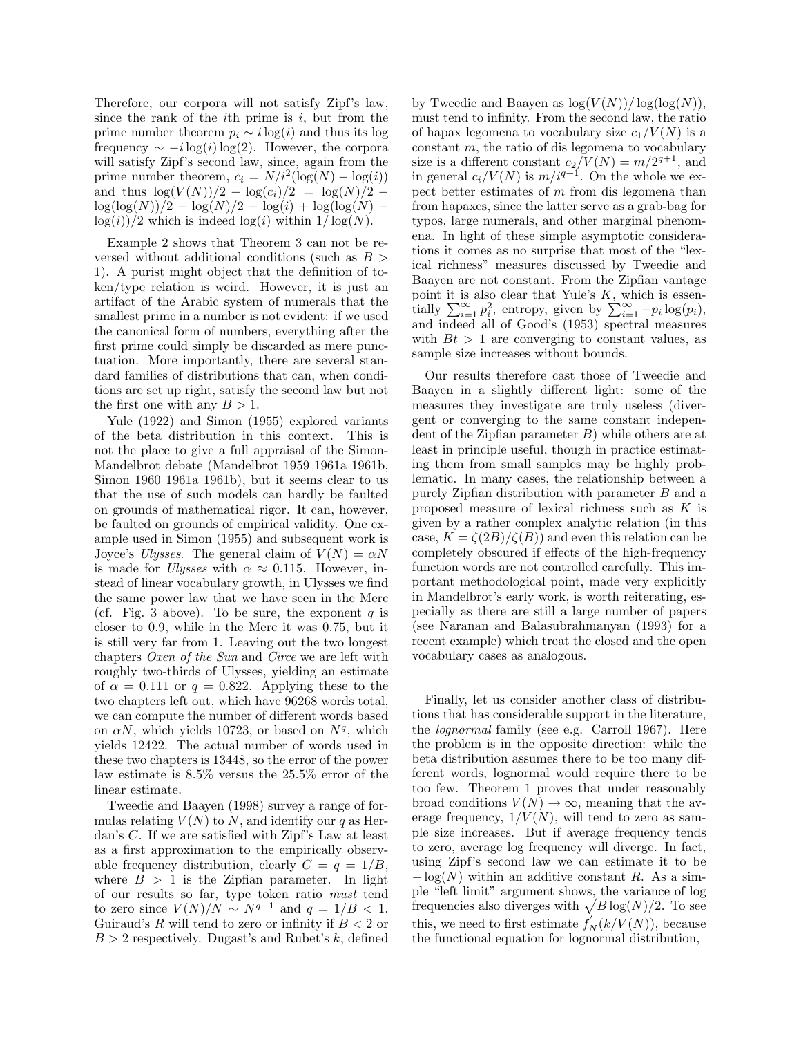Therefore, our corpora will not satisfy Zipf's law, since the rank of the $i$th prime is $i$, but from the prime number theorem $p_i \sim i\log(i)$ and thus its log frequency $\sim -i\log(i)\log(2)$. However, the corpora will satisfy Zipf's second law, since, again from the prime number theorem, $c_i = N/i^2(\log(N) - \log(i))$ and thus $\log(V(N))/2 - \log(c_i)/2 = \log(N)/2 - \log(\log(N))/2 - \log(N)/2 + \log(i) + \log(\log(N) - \log(i))/2$ which is indeed $\log(i)$ within $1/\log(N)$.

Example 2 shows that Theorem 3 can not be reversed without additional conditions (such as $B > 1$). A purist might object that the definition of token/type relation is weird. However, it is just an artifact of the Arabic system of numerals that the smallest prime in a number is not evident: if we used the canonical form of numbers, everything after the first prime could simply be discarded as mere punctuation. More importantly, there are several standard families of distributions that can, when conditions are set up right, satisfy the second law but not the first one with any $B > 1$.

Yule (1922) and Simon (1955) explored variants of the beta distribution in this context. This is not the place to give a full appraisal of the Simon-Mandelbrot debate (Mandelbrot 1959 1961a 1961b, Simon 1960 1961a 1961b), but it seems clear to us that the use of such models can hardly be faulted on grounds of mathematical rigor. It can, however, be faulted on grounds of empirical validity. One example used in Simon (1955) and subsequent work is Joyce's *Ulysses*. The general claim of $V(N) = \alpha N$ is made for *Ulysses* with $\alpha \approx 0.115$. However, instead of linear vocabulary growth, in Ulysses we find the same power law that we have seen in the Merc (cf. Fig. 3 above). To be sure, the exponent $q$ is closer to 0.9, while in the Merc it was 0.75, but it is still very far from 1. Leaving out the two longest chapters *Oxen of the Sun* and *Circe* we are left with roughly two-thirds of Ulysses, yielding an estimate of $\alpha = 0.111$ or $q = 0.822$. Applying these to the two chapters left out, which have 96268 words total, we can compute the number of different words based on $\alpha N$, which yields 10723, or based on $N^q$, which yields 12422. The actual number of words used in these two chapters is 13448, so the error of the power law estimate is 8.5% versus the 25.5% error of the linear estimate.

Tweedie and Baayen (1998) survey a range of formulas relating $V(N)$ to $N$, and identify our $q$ as Herdan's $C$. If we are satisfied with Zipf's Law at least as a first approximation to the empirically observable frequency distribution, clearly $C = q = 1/B$, where $B > 1$ is the Zipfian parameter. In light of our results so far, type token ratio *must* tend to zero since $V(N)/N \sim N^{q-1}$ and $q = 1/B < 1$. Guiraud's $R$ will tend to zero or infinity if $B < 2$ or $B > 2$ respectively. Dugast's and Rubet's $k$, defined by Tweedie and Baayen as $\log(V(N))/\log(\log(N))$, must tend to infinity. From the second law, the ratio of hapax legomena to vocabulary size $c_1/V(N)$ is a constant $m$, the ratio of dis legomena to vocabulary size is a different constant $c_2/V(N) = m/2^{q+1}$, and in general $c_i/V(N)$ is $m/i^{q+1}$. On the whole we expect better estimates of $m$ from dis legomena than from hapaxes, since the latter serve as a grab-bag for typos, large numerals, and other marginal phenomena. In light of these simple asymptotic considerations it comes as no surprise that most of the "lexical richness" measures discussed by Tweedie and Baayen are not constant. From the Zipfian vantage point it is also clear that Yule's $K$, which is essentially $\sum_{i=1}^{\infty} p_i^2$, entropy, given by $\sum_{i=1}^{\infty} -p_i \log(p_i)$, and indeed all of Good's (1953) spectral measures with $Bt > 1$ are converging to constant values, as sample size increases without bounds.

Our results therefore cast those of Tweedie and Baayen in a slightly different light: some of the measures they investigate are truly useless (divergent or converging to the same constant independent of the Zipfian parameter $B$) while others are at least in principle useful, though in practice estimating them from small samples may be highly problematic. In many cases, the relationship between a purely Zipfian distribution with parameter $B$ and a proposed measure of lexical richness such as $K$ is given by a rather complex analytic relation (in this case, $K = \zeta(2B)/\zeta(B)$) and even this relation can be completely obscured if effects of the high-frequency function words are not controlled carefully. This important methodological point, made very explicitly in Mandelbrot's early work, is worth reiterating, especially as there are still a large number of papers (see Naranan and Balasubrahmanyan (1993) for a recent example) which treat the closed and the open vocabulary cases as analogous.

Finally, let us consider another class of distributions that has considerable support in the literature, the *lognormal* family (see e.g. Carroll 1967). Here the problem is in the opposite direction: while the beta distribution assumes there to be too many different words, lognormal would require there to be too few. Theorem 1 proves that under reasonably broad conditions $V(N) \to \infty$, meaning that the average frequency, $1/V(N)$, will tend to zero as sample size increases. But if average frequency tends to zero, average log frequency will diverge. In fact, using Zipf's second law we can estimate it to be $-\log(N)$ within an additive constant $R$. As a simple "left limit" argument shows, the variance of log frequencies also diverges with $\sqrt{B\log(N)/2}$. To see this, we need to first estimate $f_N'(k/V(N))$, because the functional equation for lognormal distribution,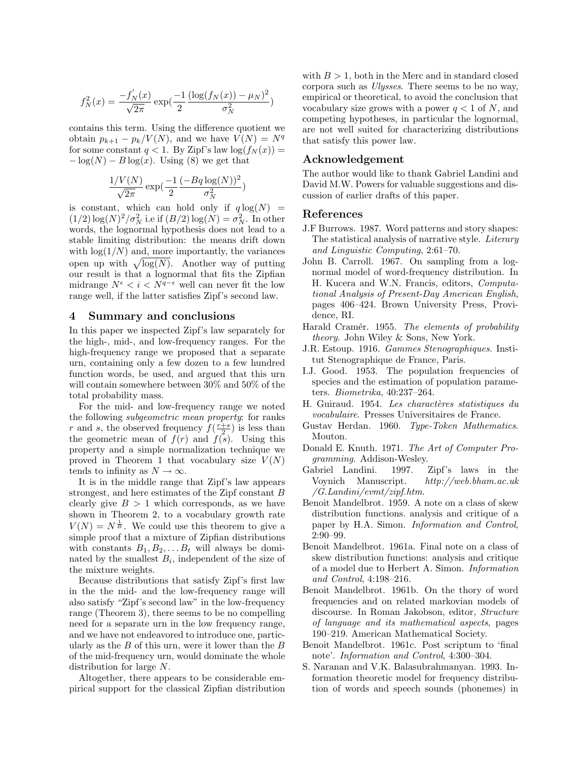$$f_N^2(x) = \frac{-f_N'(x)}{\sqrt{2\pi}} \exp(\frac{-1}{2} \frac{(\log(f_N(x)) - \mu_N)^2}{\sigma_N^2})$$

contains this term. Using the difference quotient we obtain $p_{k+1} - p_k/V(N)$, and we have $V(N) = N^q$ for some constant $q < 1$. By Zipf's law $\log(f_N(x)) = -\log(N) - B\log(x)$. Using (8) we get that

$$\frac{1/V(N)}{\sqrt{2\pi}} \exp(\frac{-1}{2} \frac{(-Bq\log(N))^2}{\sigma_N^2})$$

is constant, which can hold only if $q\log(N) = (1/2)\log(N)^2/\sigma_N^2$ i.e if $(B/2)\log(N) = \sigma_N^2$. In other words, the lognormal hypothesis does not lead to a stable limiting distribution: the means drift down with $\log(1/N)$ and, more importantly, the variances open up with $\sqrt{\log(N)}$. Another way of putting our result is that a lognormal that fits the Zipfian midrange $N^\epsilon < i < N^{q-\epsilon}$ well can never fit the low range well, if the latter satisfies Zipf's second law.

## 4 Summary and conclusions

In this paper we inspected Zipf's law separately for the high-, mid-, and low-frequency ranges. For the high-frequency range we proposed that a separate urn, containing only a few dozen to a few hundred function words, be used, and argued that this urn will contain somewhere between 30% and 50% of the total probability mass.

For the mid- and low-frequency range we noted the following *subgeometric mean property*: for ranks $r$ and $s$, the observed frequency $f(\frac{r+s}{2})$ is less than the geometric mean of $f(r)$ and $f(s)$. Using this property and a simple normalization technique we proved in Theorem 1 that vocabulary size $V(N)$ tends to infinity as $N \to \infty$.

It is in the middle range that Zipf's law appears strongest, and here estimates of the Zipf constant $B$ clearly give $B > 1$ which corresponds, as we have shown in Theorem 2, to a vocabulary growth rate $V(N) = N^{\frac{1}{B}}$. We could use this theorem to give a simple proof that a mixture of Zipfian distributions with constants $B_1, B_2, \ldots B_t$ will always be dominated by the smallest $B_i$, independent of the size of the mixture weights.

Because distributions that satisfy Zipf's first law in the the mid- and the low-frequency range will also satisfy "Zipf's second law" in the low-frequency range (Theorem 3), there seems to be no compelling need for a separate urn in the low frequency range, and we have not endeavored to introduce one, particularly as the $B$ of this urn, were it lower than the $B$ of the mid-frequency urn, would dominate the whole distribution for large $N$.

Altogether, there appears to be considerable empirical support for the classical Zipfian distribution with $B > 1$, both in the Merc and in standard closed corpora such as *Ulysses*. There seems to be no way, empirical or theoretical, to avoid the conclusion that vocabulary size grows with a power $q < 1$ of $N$, and competing hypotheses, in particular the lognormal, are not well suited for characterizing distributions that satisfy this power law.

## Acknowledgement

The author would like to thank Gabriel Landini and David M.W. Powers for valuable suggestions and discussion of earlier drafts of this paper.

## References

J.F Burrows. 1987. Word patterns and story shapes: The statistical analysis of narrative style. *Literary and Linguistic Computing*, 2:61–70.

John B. Carroll. 1967. On sampling from a lognormal model of word-frequency distribution. In H. Kucera and W.N. Francis, editors, *Computational Analysis of Present-Day American English*, pages 406–424. Brown University Press, Providence, RI.

Harald Cramér. 1955. *The elements of probability theory*. John Wiley & Sons, New York.

J.R. Estoup. 1916. *Gammes Stenographiques*. Institut Stenographique de France, Paris.

I.J. Good. 1953. The population frequencies of species and the estimation of population parameters. *Biometrika*, 40:237–264.

H. Guiraud. 1954. *Les charactères statistiques du vocabulaire*. Presses Universitaires de France.

Gustav Herdan. 1960. *Type-Token Mathematics*. Mouton.

Donald E. Knuth. 1971. *The Art of Computer Programming*. Addison-Wesley.

Gabriel Landini. 1997. Zipf's laws in the Voynich Manuscript. *http://web.bham.ac.uk/G.Landini/evmt/zipf.htm*.

Benoit Mandelbrot. 1959. A note on a class of skew distribution functions. analysis and critique of a paper by H.A. Simon. *Information and Control*, 2:90–99.

Benoit Mandelbrot. 1961a. Final note on a class of skew distribution functions: analysis and critique of a model due to Herbert A. Simon. *Information and Control*, 4:198–216.

Benoit Mandelbrot. 1961b. On the thory of word frequencies and on related markovian models of discourse. In Roman Jakobson, editor, *Structure of language and its mathematical aspects*, pages 190–219. American Mathematical Society.

Benoit Mandelbrot. 1961c. Post scriptum to 'final note'. *Information and Control*, 4:300–304.

S. Naranan and V.K. Balasubrahmanyan. 1993. Information theoretic model for frequency distribution of words and speech sounds (phonemes) in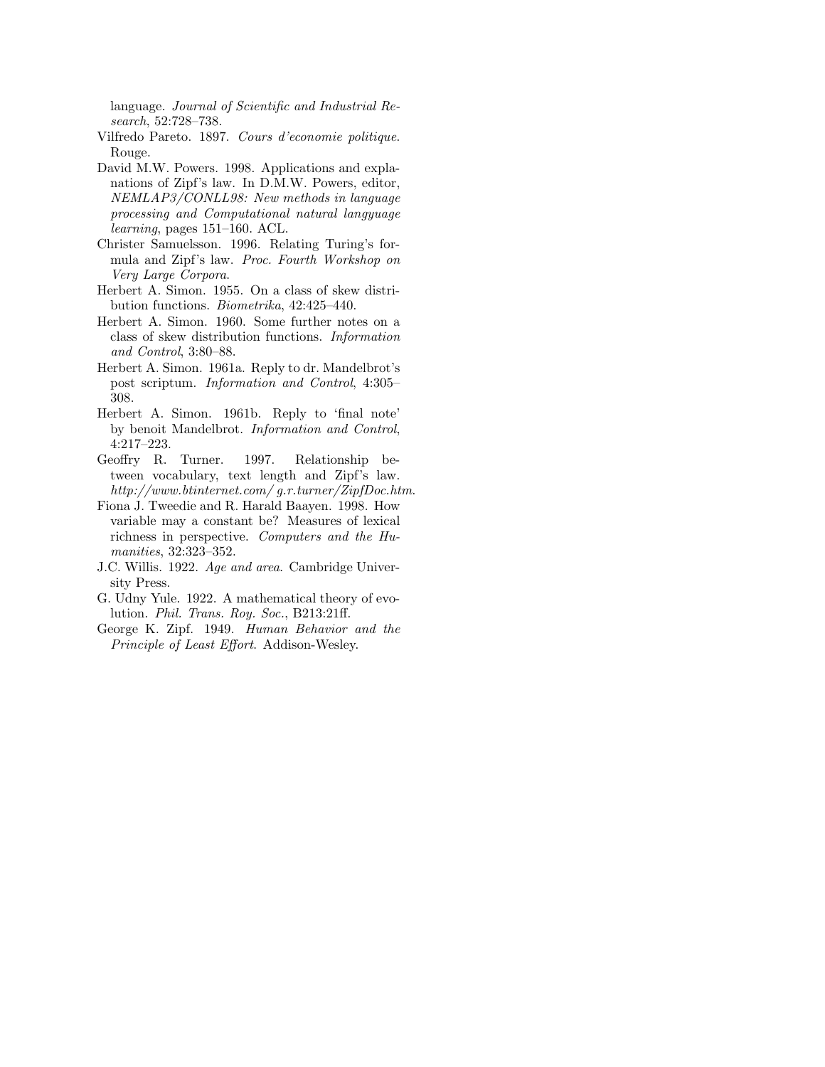language. *Journal of Scientific and Industrial Research*, 52:728–738.

Vilfredo Pareto. 1897. *Cours d'economie politique*. Rouge.

David M.W. Powers. 1998. Applications and explanations of Zipf's law. In D.M.W. Powers, editor, *NEMLAP3/CONLL98: New methods in language processing and Computational natural langyuage learning*, pages 151–160. ACL.

Christer Samuelsson. 1996. Relating Turing's formula and Zipf's law. *Proc. Fourth Workshop on Very Large Corpora*.

Herbert A. Simon. 1955. On a class of skew distribution functions. *Biometrika*, 42:425–440.

Herbert A. Simon. 1960. Some further notes on a class of skew distribution functions. *Information and Control*, 3:80–88.

Herbert A. Simon. 1961a. Reply to dr. Mandelbrot's post scriptum. *Information and Control*, 4:305–308.

Herbert A. Simon. 1961b. Reply to 'final note' by benoit Mandelbrot. *Information and Control*, 4:217–223.

Geoffry R. Turner. 1997. Relationship between vocabulary, text length and Zipf's law. *http://www.btinternet.com/ g.r.turner/ZipfDoc.htm*.

Fiona J. Tweedie and R. Harald Baayen. 1998. How variable may a constant be? Measures of lexical richness in perspective. *Computers and the Humanities*, 32:323–352.

J.C. Willis. 1922. *Age and area*. Cambridge University Press.

G. Udny Yule. 1922. A mathematical theory of evolution. *Phil. Trans. Roy. Soc.*, B213:21ff.

George K. Zipf. 1949. *Human Behavior and the Principle of Least Effort*. Addison-Wesley.